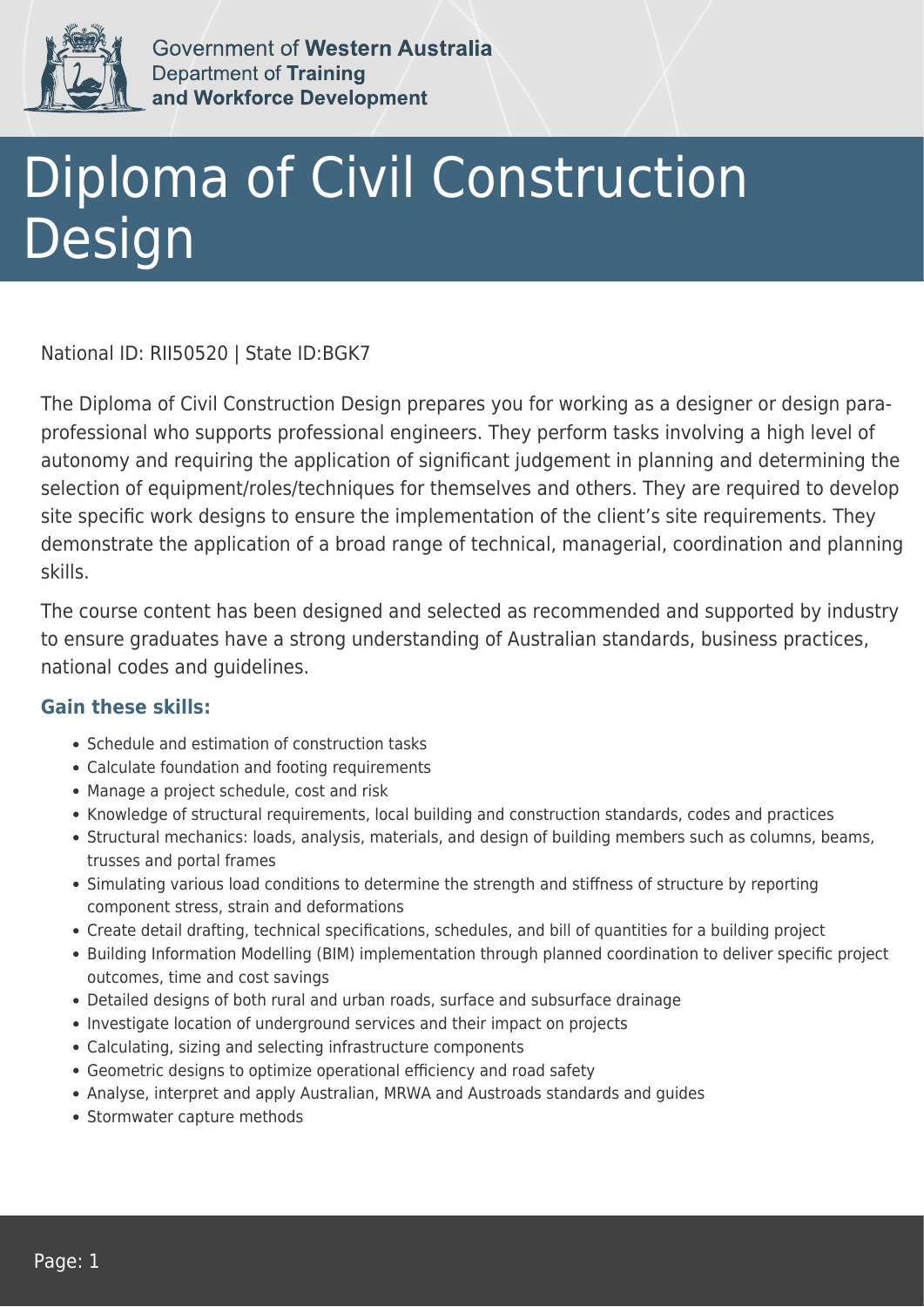Government of **Western Australia**
Department of **Training and Workforce Development**

# Diploma of Civil Construction Design

National ID: RII50520 | State ID:BGK7

The Diploma of Civil Construction Design prepares you for working as a designer or design para-professional who supports professional engineers. They perform tasks involving a high level of autonomy and requiring the application of significant judgement in planning and determining the selection of equipment/roles/techniques for themselves and others. They are required to develop site specific work designs to ensure the implementation of the client's site requirements. They demonstrate the application of a broad range of technical, managerial, coordination and planning skills.

The course content has been designed and selected as recommended and supported by industry to ensure graduates have a strong understanding of Australian standards, business practices, national codes and guidelines.

### Gain these skills:

- Schedule and estimation of construction tasks
- Calculate foundation and footing requirements
- Manage a project schedule, cost and risk
- Knowledge of structural requirements, local building and construction standards, codes and practices
- Structural mechanics: loads, analysis, materials, and design of building members such as columns, beams, trusses and portal frames
- Simulating various load conditions to determine the strength and stiffness of structure by reporting component stress, strain and deformations
- Create detail drafting, technical specifications, schedules, and bill of quantities for a building project
- Building Information Modelling (BIM) implementation through planned coordination to deliver specific project outcomes, time and cost savings
- Detailed designs of both rural and urban roads, surface and subsurface drainage
- Investigate location of underground services and their impact on projects
- Calculating, sizing and selecting infrastructure components
- Geometric designs to optimize operational efficiency and road safety
- Analyse, interpret and apply Australian, MRWA and Austroads standards and guides
- Stormwater capture methods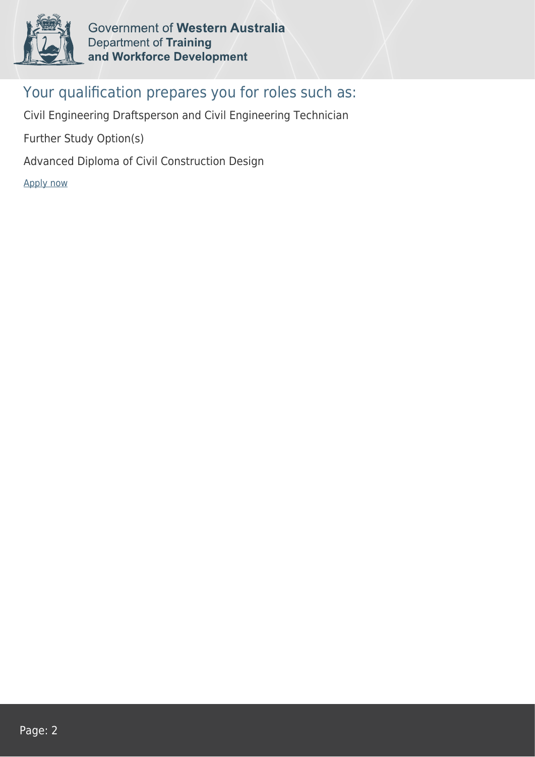## Your qualification prepares you for roles such as:

Civil Engineering Draftsperson and Civil Engineering Technician

Further Study Option(s)

Advanced Diploma of Civil Construction Design

Apply now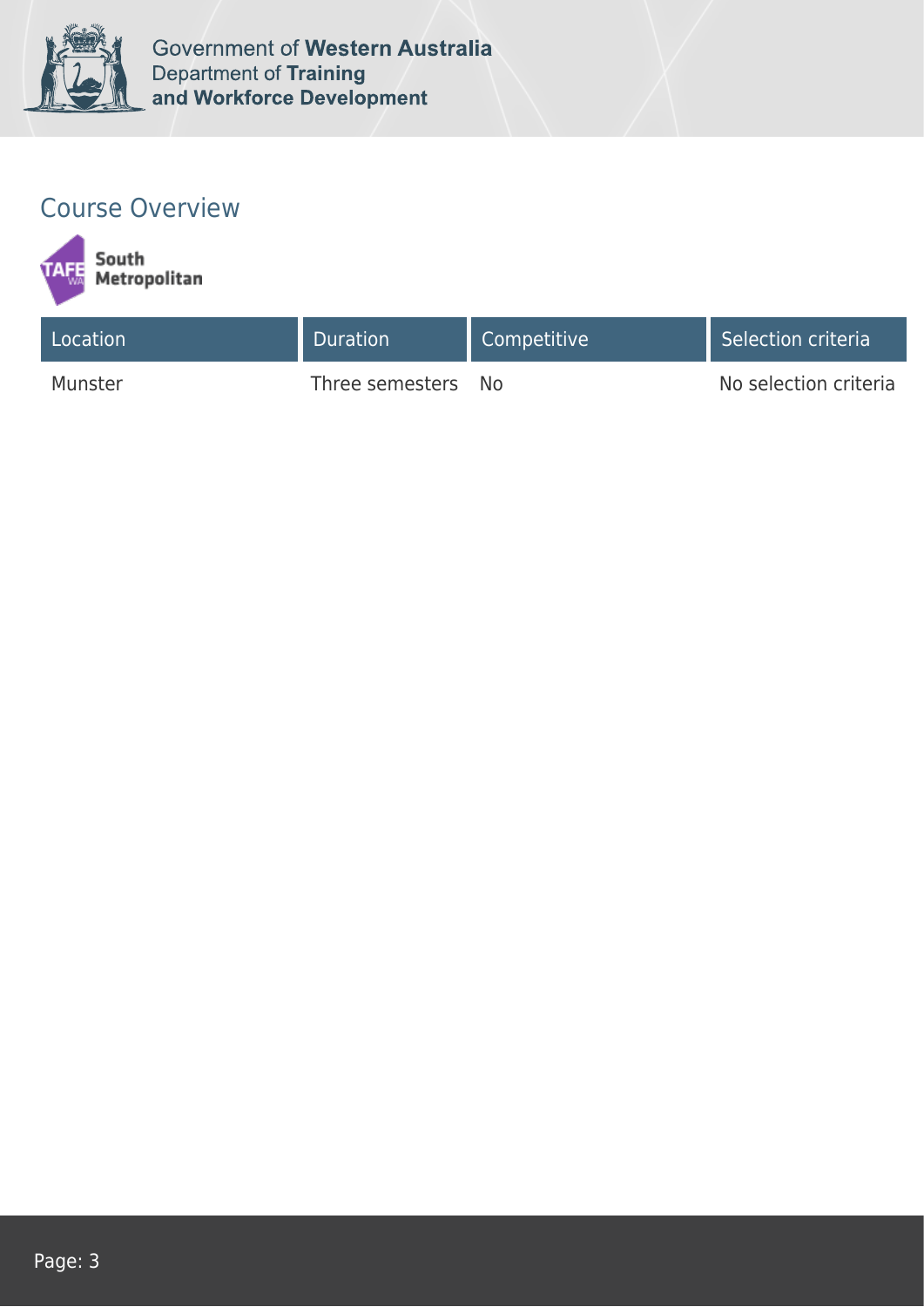## Course Overview

South Metropolitan

| Location | Duration | Competitive | Selection criteria |
| --- | --- | --- | --- |
| Munster | Three semesters | No | No selection criteria |